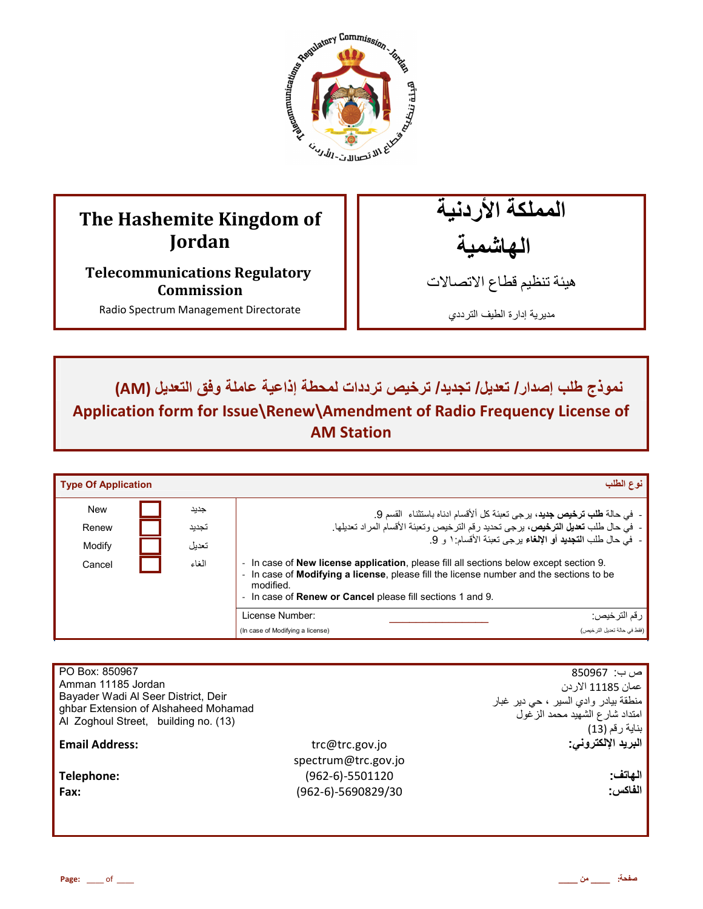| | |
|---|---|
| **The Hashemite Kingdom of Jordan**<br>**Telecommunications Regulatory Commission**<br>Radio Spectrum Management Directorate | **المملكة الأردنية الهاشمية**<br>هيئة تنظيم قطاع الاتصالات<br>مديرية إدارة الطيف الترددي |

# نموذج طلب إصدار/ تعديل/ تجديد/ ترخيص ترددات لمحطة إذاعية عاملة وفق التعديل (AM)

# Application form for Issue\Renew\Amendment of Radio Frequency License of AM Station

| **Type Of Application** | | | **نوع الطلب** |
|---|---|---|---|
| New | ☐ | جديد | - في حالة **طلب ترخيص جديد**، يرجى تعبئة كل ألأقسام ادناه باستثناء القسم 9.<br>- في حال طلب **تعديل الترخيص**، يرجى تحديد رقم الترخيص وتعبئة الأقسام المراد تعديلها.<br>- في حال طلب **التجديد أو الإلغاء** يرجى تعبئة الأقسام:١ و 9. |
| Renew | ☐ | تجديد | - In case of **New license application**, please fill all sections below except section 9.<br>- In case of **Modifying a license**, please fill the license number and the sections to be modified.<br>- In case of **Renew or Cancel** please fill sections 1 and 9. |
| Modify | ☐ | تعديل | License Number: ____________________ رقم الترخيص: |
| Cancel | ☐ | الغاء | (In case of Modifying a license) (فقط في حالة تعديل الترخيص) |

| | | |
|---|---|---|
| PO Box: 850967<br>Amman 11185 Jordan<br>Bayader Wadi Al Seer District, Deir ghbar Extension of Alshaheed Mohamad Al Zoghoul Street, building no. (13) | | ص ب: 850967<br>عمان 11185 الاردن<br>منطقة بيادر وادي السير ، حي دير غبار<br>امتداد شارع الشهيد محمد الزغول<br>بناية رقم (13) |
| **Email Address:** | trc@trc.gov.jo<br>spectrum@trc.gov.jo | **البريد الإلكتروني:** |
| **Telephone:** | (962-6)-5501120 | **الهاتف:** |
| **Fax:** | (962-6)-5690829/30 | **الفاكس:** |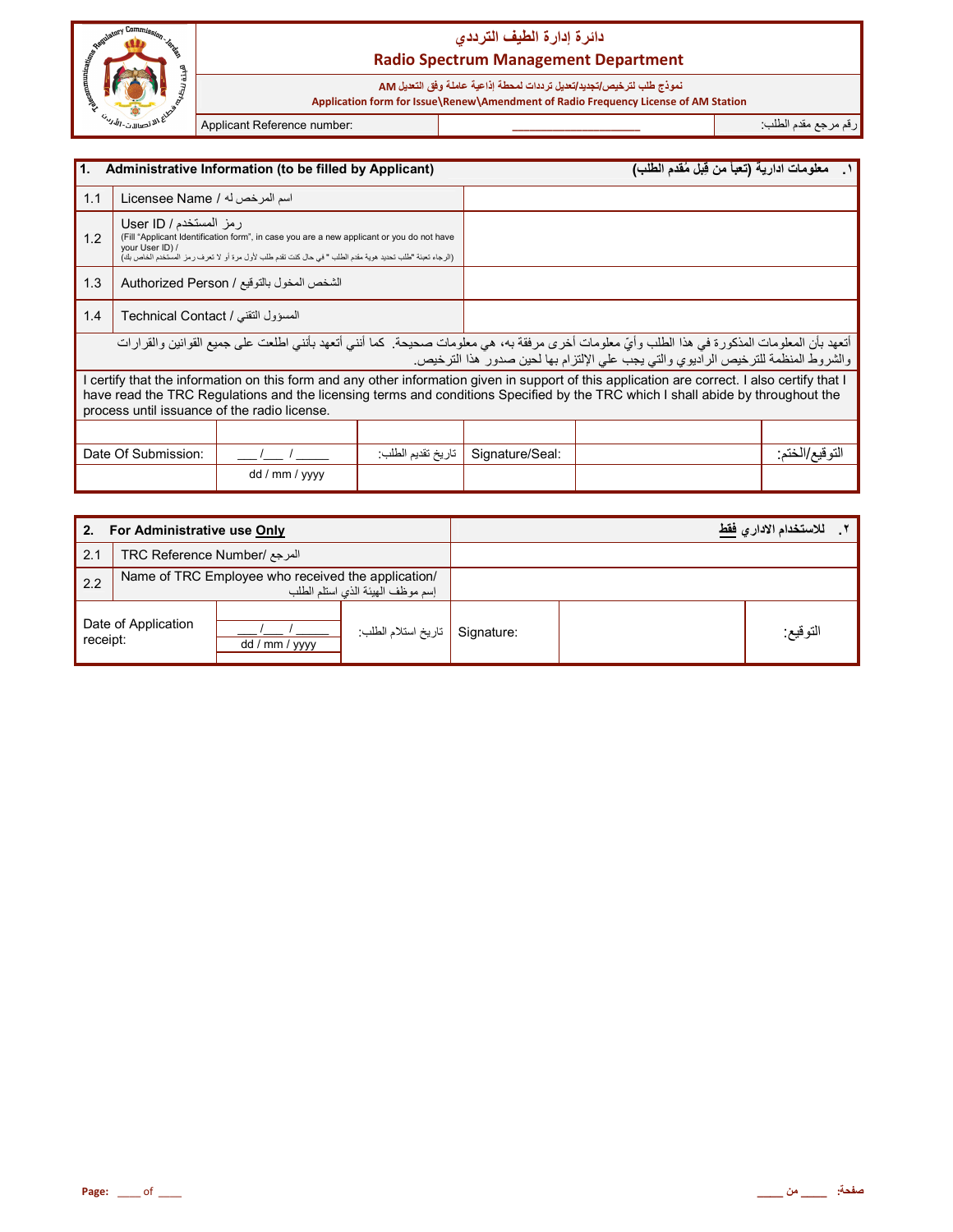# دائرة إدارة الطيف الترددي
# Radio Spectrum Management Department

**نموذج طلب لترخيص/تجديد/تعديل ترددات لمحطة إذاعية عاملة وفق التعديل AM**

**Application form for Issue\Renew\Amendment of Radio Frequency License of AM Station**

| Applicant Reference number: | ____________________ | رقم مرجع مقدم الطلب: |
|---|---|---|

| | | |
|---|---|---|
| **1. Administrative Information (to be filled by Applicant)** | | **١. معلومات ادارية (تعبأ من قبل مُقدم الطلب)** |
| 1.1 | Licensee Name / اسم المرخص له | |
| 1.2 | User ID / رمز المستخدم<br>(Fill "Applicant Identification form", in case you are a new applicant or you do not have your User ID) /<br>(الرجاء تعبئة "طلب تحديد هوية مقدم الطلب " في حال كنت تقدم طلب لأول مرة أو لا تعرف رمز المستخدم الخاص بك) | |
| 1.3 | Authorized Person / الشخص المخول بالتوقيع | |
| 1.4 | Technical Contact / المسؤول التقني | |

أتعهد بأن المعلومات المذكورة في هذا الطلب وأيّ معلومات أخرى مرفقة به، هي معلومات صحيحة. كما أنني أتعهد بأنني اطلعت على جميع القوانين والقرارات والشروط المنظمة للترخيص الراديوي والتي يجب علي الإلتزام بها لحين صدور هذا الترخيص.

I certify that the information on this form and any other information given in support of this application are correct. I also certify that I have read the TRC Regulations and the licensing terms and conditions Specified by the TRC which I shall abide by throughout the process until issuance of the radio license.

| | | | | | |
|---|---|---|---|---|---|
| Date Of Submission: | ___/___ / _____<br>dd / mm / yyyy | تاريخ تقديم الطلب: | Signature/Seal: | | التوقيع/الختم: |

| | | |
|---|---|---|
| **2. For Administrative use Only** | | **٢. للاستخدام الاداري فقط** |
| 2.1 | TRC Reference Number/ المرجع | |
| 2.2 | Name of TRC Employee who received the application/<br>إسم موظف الهيئة الذي استلم الطلب | |

| | | | | | |
|---|---|---|---|---|---|
| Date of Application receipt: | ___/___ / _____<br>dd / mm / yyyy | تاريخ استلام الطلب: | Signature: | | التوقيع: |

**Page:** ____ of ____ &nbsp;&nbsp;&nbsp;&nbsp; **صفحة:** _____ من _____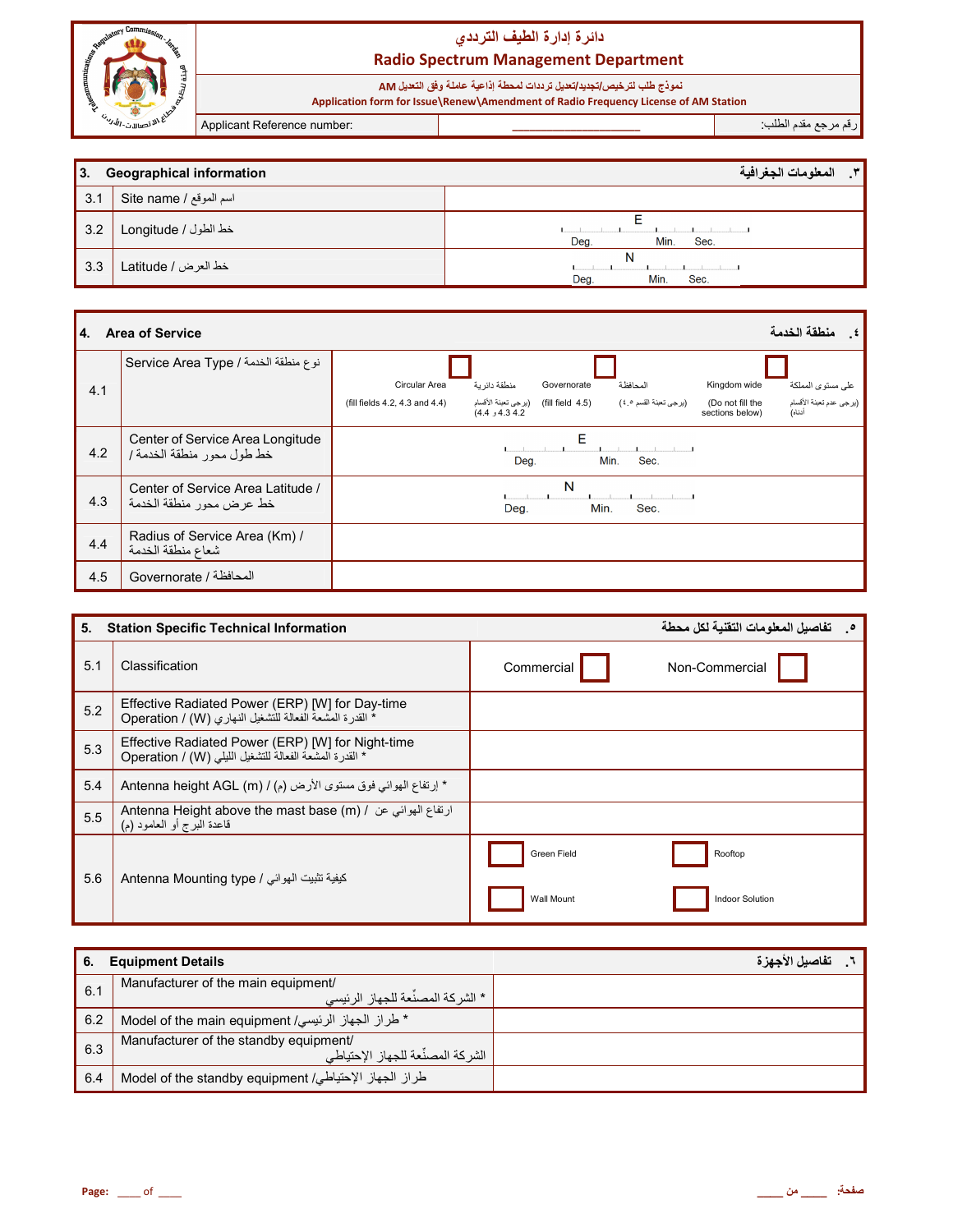| | |
|---|---|
| **دائرة إدارة الطيف الترددي** | |
| **Radio Spectrum Management Department** | |
| **نموذج طلب لترخيص/تجديد/تعديل ترددات لمحطة إذاعية عاملة وفق التعديل AM** | |
| **Application form for Issue\Renew\Amendment of Radio Frequency License of AM Station** | |
| Applicant Reference number: ____________________ | رقم مرجع مقدم الطلب: |

| | | |
|---|---|---|
| **3.** | **Geographical information** | **٣. المعلومات الجغرافية** |
| 3.1 | Site name / اسم الموقع | |
| 3.2 | Longitude / خط الطول | E Deg. Min. Sec. |
| 3.3 | Latitude / خط العرض | N Deg. Min. Sec. |

| | | | | |
|---|---|---|---|---|
| **4.** | **Area of Service** | | | **٤. منطقة الخدمة** |
| 4.1 | Service Area Type / نوع منطقة الخدمة | ☐ Circular Area منطقة دائرية (fill fields 4.2, 4.3 and 4.4) (يرجى تعبئة الأقسام 4.2 4.3 و 4.4) | ☐ Governorate المحافظة (fill field 4.5) (يرجى تعبئة القسم ٤.٥) | ☐ Kingdom wide على مستوى المملكة (Do not fill the sections below) (يرجى عدم تعبئة الأقسام أدناه) |
| 4.2 | Center of Service Area Longitude / خط طول محور منطقة الخدمة | E Deg. Min. Sec. | | |
| 4.3 | Center of Service Area Latitude / خط عرض محور منطقة الخدمة | N Deg. Min. Sec. | | |
| 4.4 | Radius of Service Area (Km) / شعاع منطقة الخدمة | | | |
| 4.5 | Governorate / المحافظة | | | |

| | | | |
|---|---|---|---|
| **5.** | **Station Specific Technical Information** | | **٥. تفاصيل المعلومات التقنية لكل محطة** |
| 5.1 | Classification | Commercial ☐ | Non-Commercial ☐ |
| 5.2 | Effective Radiated Power (ERP) [W] for Day-time Operation / (W) القدرة المشعة الفعالة للتشغيل النهاري * | | |
| 5.3 | Effective Radiated Power (ERP) [W] for Night-time Operation / (W) القدرة المشعة الفعالة للتشغيل الليلي * | | |
| 5.4 | Antenna height AGL (m) / (م) إرتفاع الهوائي فوق مستوى الأرض * | | |
| 5.5 | Antenna Height above the mast base (m) / ارتفاع الهوائي عن قاعدة البرج أو العامود (م) | | |
| 5.6 | Antenna Mounting type / كيفية تثبيت الهوائي | ☐ Green Field<br>☐ Wall Mount | ☐ Rooftop<br>☐ Indoor Solution |

| | | |
|---|---|---|
| **6.** | **Equipment Details** | **٦. تفاصيل الأجهزة** |
| 6.1 | Manufacturer of the main equipment/ الشركة المصنّعة للجهاز الرئيسي * | |
| 6.2 | Model of the main equipment /طراز الجهاز الرئيسي * | |
| 6.3 | Manufacturer of the standby equipment/ الشركة المصنّعة للجهاز الإحتياطي | |
| 6.4 | Model of the standby equipment /طراز الجهاز الإحتياطي | |

Page: ____ of ____ صفحة: ____ من ____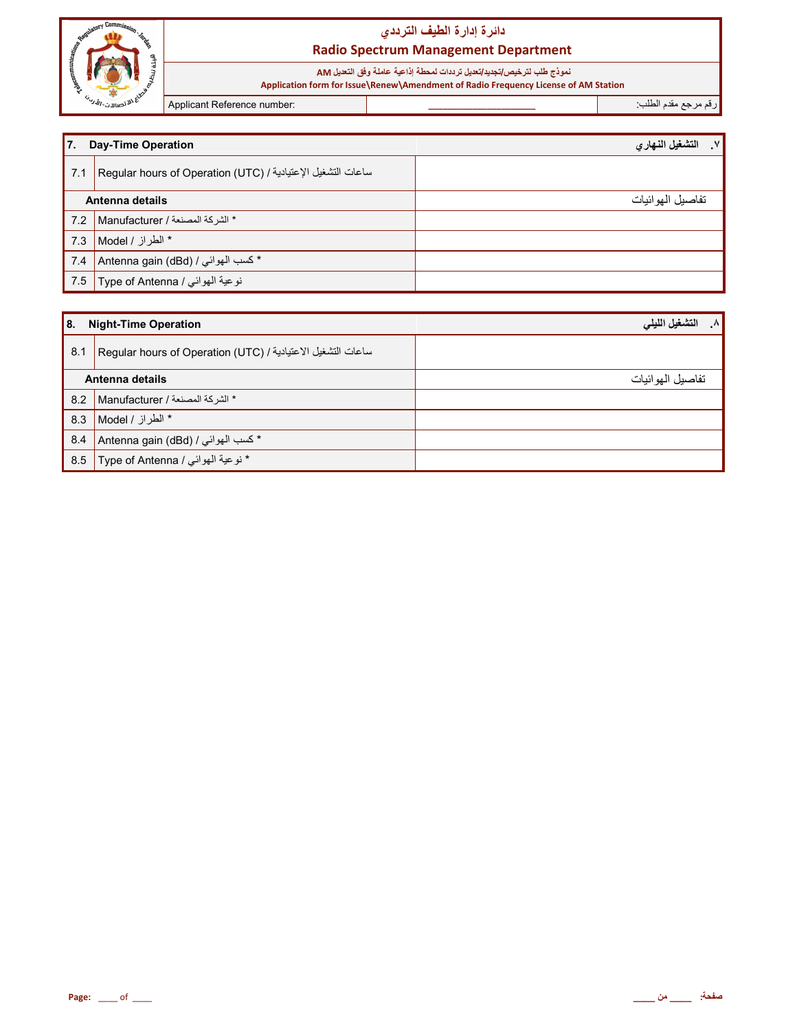| | | |
|---|---|---|
| **7.** | **Day-Time Operation** | **٧. التشغيل النهاري** |
| 7.1 | Regular hours of Operation (UTC) / ساعات التشغيل الإعتيادية | |
| | **Antenna details** | تفاصيل الهوائيات |
| 7.2 | Manufacturer / الشركة المصنعة * | |
| 7.3 | Model / الطراز * | |
| 7.4 | Antenna gain (dBd) / كسب الهوائي * | |
| 7.5 | Type of Antenna / نوعية الهوائي | |

| | | |
|---|---|---|
| **8.** | **Night-Time Operation** | **٨. التشغيل الليلي** |
| 8.1 | Regular hours of Operation (UTC) / ساعات التشغيل الاعتيادية | |
| | **Antenna details** | تفاصيل الهوائيات |
| 8.2 | Manufacturer / الشركة المصنعة * | |
| 8.3 | Model / الطراز * | |
| 8.4 | Antenna gain (dBd) / كسب الهوائي * | |
| 8.5 | Type of Antenna / نوعية الهوائي * | |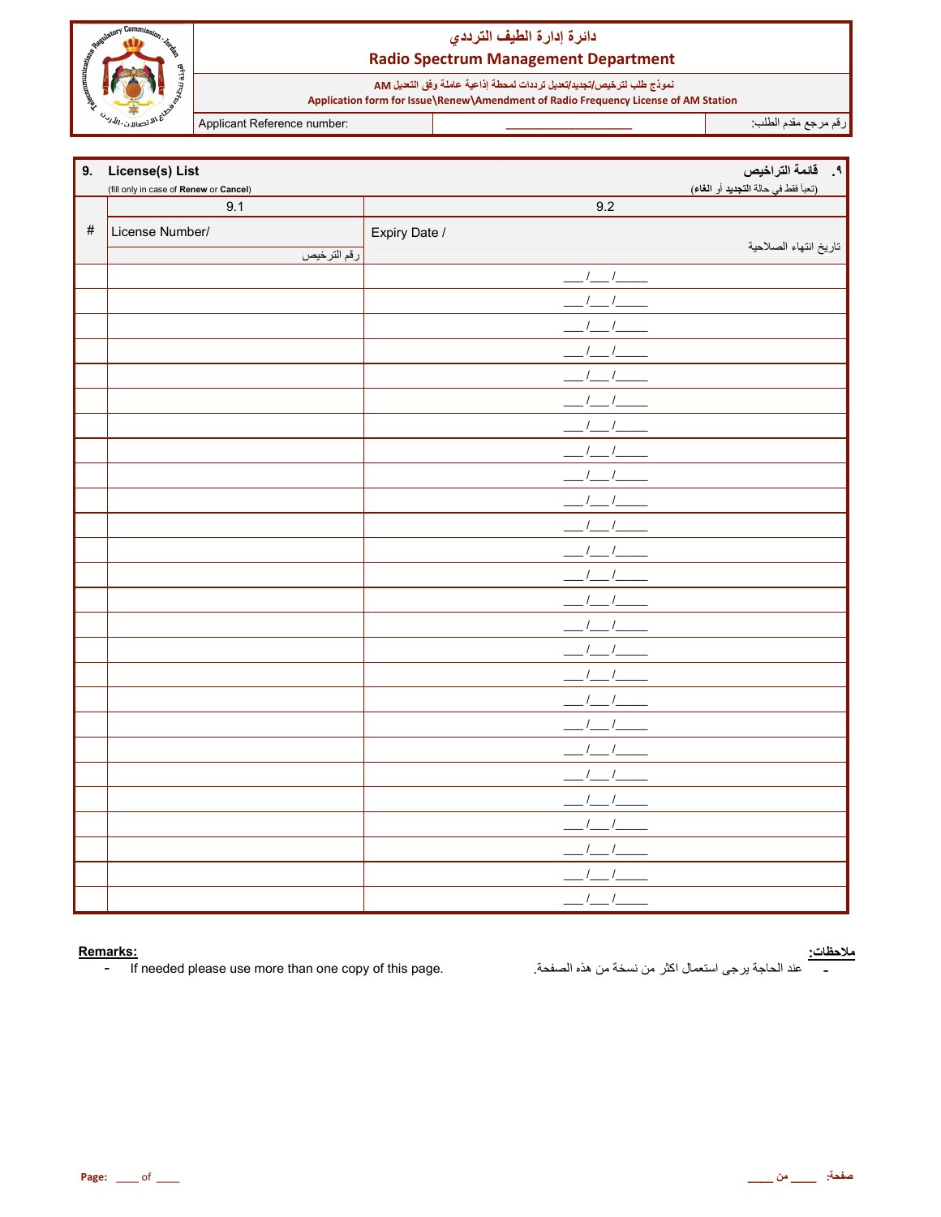# دائرة إدارة الطيف الترددي
## Radio Spectrum Management Department

نموذج طلب لترخيص/تجديد/تعديل ترددات لمحطة إذاعية عاملة وفق التعديل AM

**Application form for Issue\Renew\Amendment of Radio Frequency License of AM Station**

| Applicant Reference number: | ___________________ | رقم مرجع مقدم الطلب: |
|---|---|---|

## 9. License(s) List — ٩. قائمة التراخيص

(fill only in case of **Renew** or **Cancel**) — (تعبأ فقط في حالة **التجديد** أو **الغاء**)

| # | 9.1<br>License Number/<br>رقم الترخيص | 9.2<br>Expiry Date /<br>تاريخ انتهاء الصلاحية |
|---|---|---|
| | | ___/___/_____ |
| | | ___/___/_____ |
| | | ___/___/_____ |
| | | ___/___/_____ |
| | | ___/___/_____ |
| | | ___/___/_____ |
| | | ___/___/_____ |
| | | ___/___/_____ |
| | | ___/___/_____ |
| | | ___/___/_____ |
| | | ___/___/_____ |
| | | ___/___/_____ |
| | | ___/___/_____ |
| | | ___/___/_____ |
| | | ___/___/_____ |
| | | ___/___/_____ |
| | | ___/___/_____ |
| | | ___/___/_____ |
| | | ___/___/_____ |
| | | ___/___/_____ |
| | | ___/___/_____ |
| | | ___/___/_____ |
| | | ___/___/_____ |
| | | ___/___/_____ |
| | | ___/___/_____ |
| | | ___/___/_____ |

**Remarks:**
- If needed please use more than one copy of this page.

**ملاحظات:**
- عند الحاجة يرجى استعمال اكثر من نسخة من هذه الصفحة.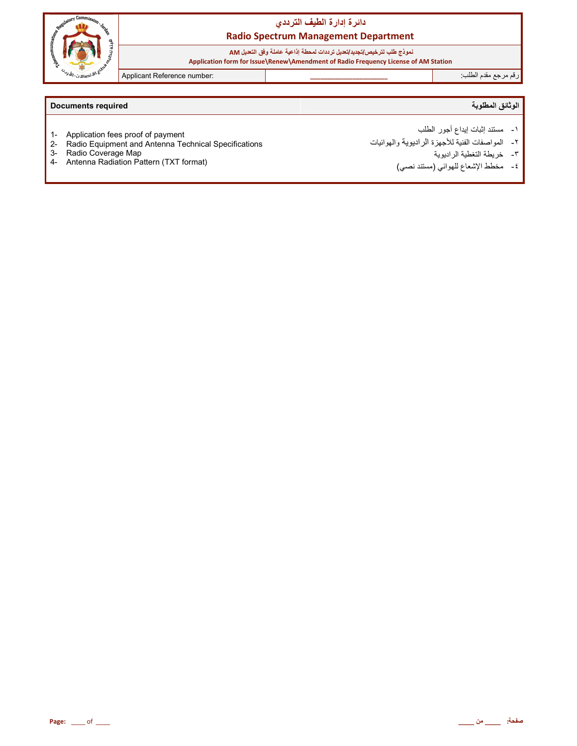# دائرة إدارة الطيف الترددي

# Radio Spectrum Management Department

**نموذج طلب لترخيص/تجديد/تعديل ترددات لمحطة إذاعية عاملة وفق التعديل AM**

**Application form for Issue\Renew\Amendment of Radio Frequency License of AM Station**

| | | |
|---|---|---|
| Applicant Reference number: | ___________________ | رقم مرجع مقدم الطلب: |

| Documents required | الوثائق المطلوبة |
|---|---|
| 1- Application fees proof of payment | ١- مستند إثبات إيداع أجور الطلب |
| 2- Radio Equipment and Antenna Technical Specifications | ٢- المواصفات الفنية للأجهزة الراديوية والهوائيات |
| 3- Radio Coverage Map | ٣- خريطة التغطية الراديوية |
| 4- Antenna Radiation Pattern (TXT format) | ٤- مخطط الإشعاع للهوائي (مستند نصي) |